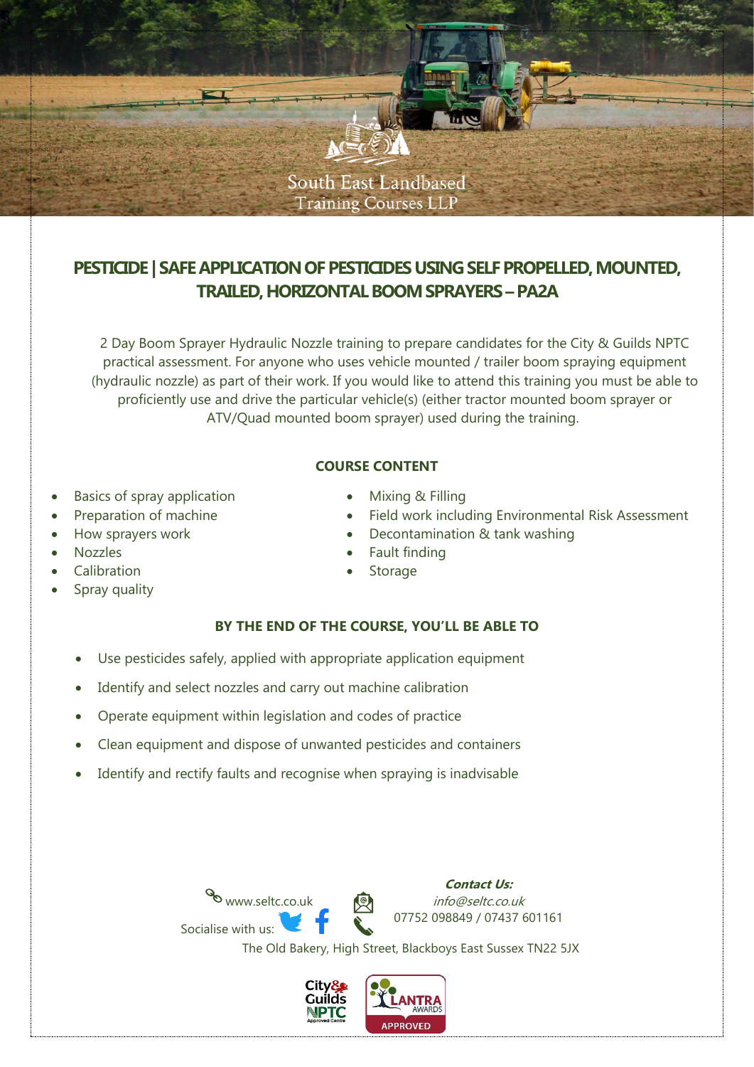South East Landbased Training Courses LLP

# PESTICIDE | SAFE APPLICATION OF PESTICIDES USING SELF PROPELLED, MOUNTED, TRAILED, HORIZONTAL BOOM SPRAYERS – PA2A

2 Day Boom Sprayer Hydraulic Nozzle training to prepare candidates for the City & Guilds NPTC practical assessment. For anyone who uses vehicle mounted / trailer boom spraying equipment (hydraulic nozzle) as part of their work. If you would like to attend this training you must be able to proficiently use and drive the particular vehicle(s) (either tractor mounted boom sprayer or ATV/Quad mounted boom sprayer) used during the training.

## COURSE CONTENT

- Basics of spray application
- Preparation of machine
- How sprayers work
- Nozzles
- Calibration
- Spray quality
- Mixing & Filling
- Field work including Environmental Risk Assessment
- Decontamination & tank washing
- Fault finding
- Storage

## BY THE END OF THE COURSE, YOU'LL BE ABLE TO

- Use pesticides safely, applied with appropriate application equipment
- Identify and select nozzles and carry out machine calibration
- Operate equipment within legislation and codes of practice
- Clean equipment and dispose of unwanted pesticides and containers
- Identify and rectify faults and recognise when spraying is inadvisable

www.seltc.co.uk

Socialise with us:

***Contact Us:***
*info@seltc.co.uk*
07752 098849 / 07437 601161

The Old Bakery, High Street, Blackboys East Sussex TN22 5JX

City & Guilds NPTC Approved Centre

LANTRA AWARDS APPROVED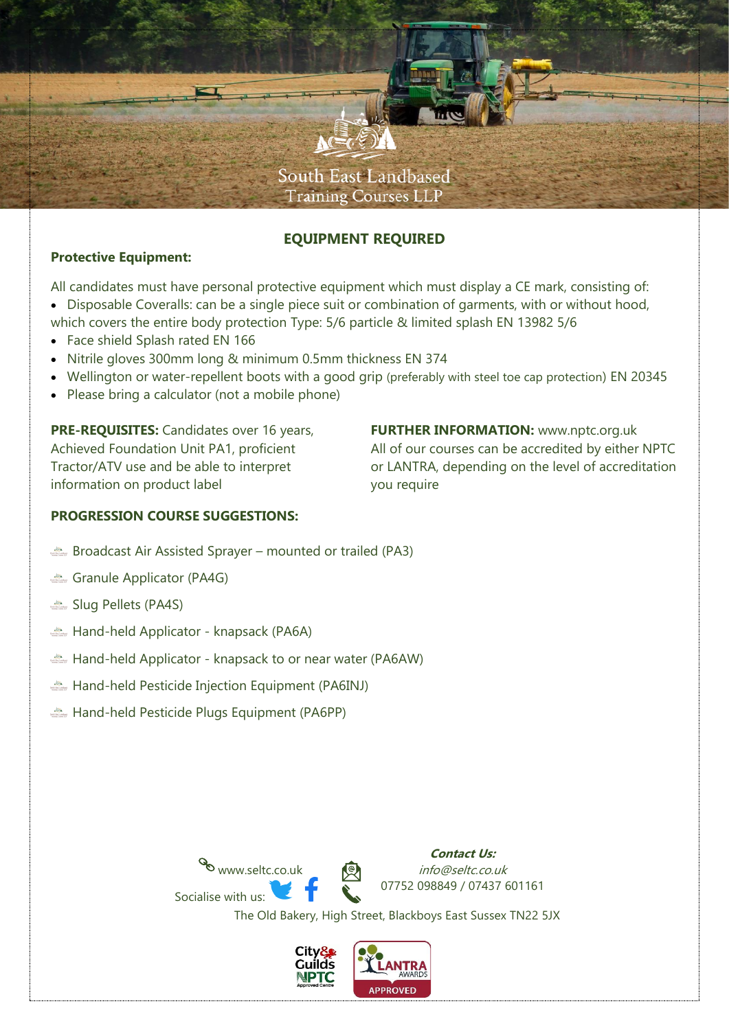South East Landbased
Training Courses LLP

## EQUIPMENT REQUIRED

**Protective Equipment:**

All candidates must have personal protective equipment which must display a CE mark, consisting of:

- Disposable Coveralls: can be a single piece suit or combination of garments, with or without hood, which covers the entire body protection Type: 5/6 particle & limited splash EN 13982 5/6
- Face shield Splash rated EN 166
- Nitrile gloves 300mm long & minimum 0.5mm thickness EN 374
- Wellington or water-repellent boots with a good grip (preferably with steel toe cap protection) EN 20345
- Please bring a calculator (not a mobile phone)

**PRE-REQUISITES:** Candidates over 16 years, Achieved Foundation Unit PA1, proficient Tractor/ATV use and be able to interpret information on product label

**FURTHER INFORMATION:** www.nptc.org.uk
All of our courses can be accredited by either NPTC or LANTRA, depending on the level of accreditation you require

**PROGRESSION COURSE SUGGESTIONS:**

- Broadcast Air Assisted Sprayer – mounted or trailed (PA3)
- Granule Applicator (PA4G)
- Slug Pellets (PA4S)
- Hand-held Applicator - knapsack (PA6A)
- Hand-held Applicator - knapsack to or near water (PA6AW)
- Hand-held Pesticide Injection Equipment (PA6INJ)
- Hand-held Pesticide Plugs Equipment (PA6PP)

www.seltc.co.uk

Socialise with us:

***Contact Us:***
*info@seltc.co.uk*
07752 098849 / 07437 601161

The Old Bakery, High Street, Blackboys East Sussex TN22 5JX

City & Guilds NPTC Approved Centre

LANTRA AWARDS APPROVED